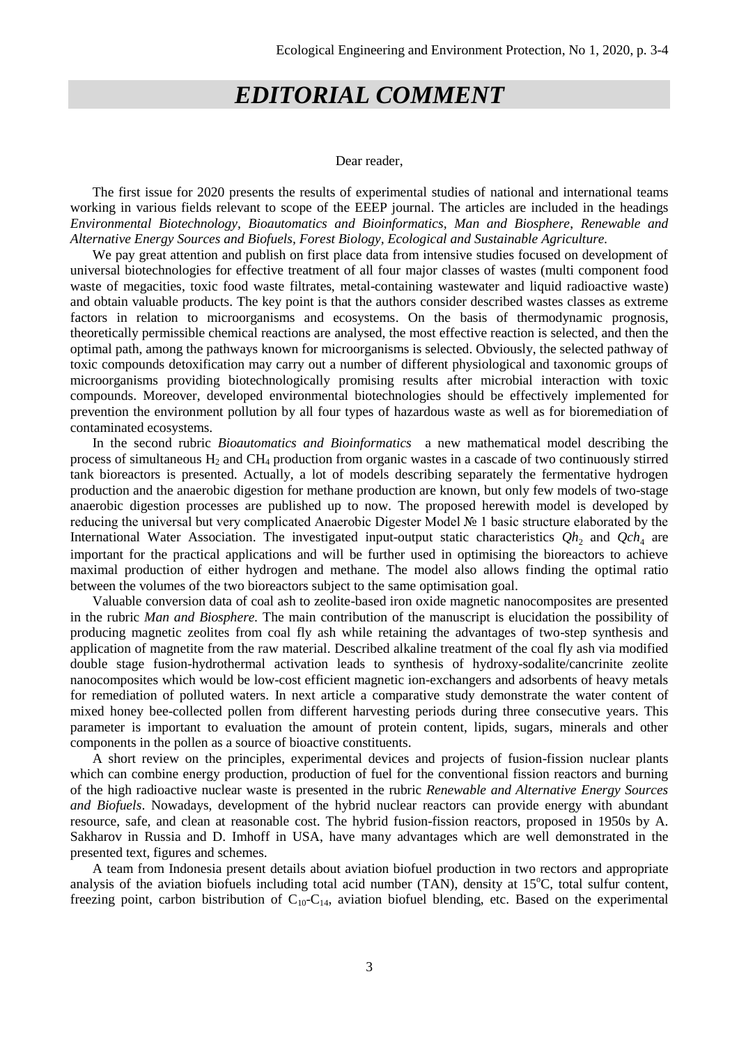# EDITORIAL COMMENT

Dear reader,

The first issue for 2020 presents the results of experimental studies of national and international teams working in various fields relevant to scope of the EEEP journal. The articles are included in the headings *Environmental Biotechnology*, *Bioautomatics and Bioinformatics*, *Man and Biosphere*, *Renewable and Alternative Energy Sources and Biofuels*, *Forest Biology*, *Ecological and Sustainable Agriculture.*

We pay great attention and publish on first place data from intensive studies focused on development of universal biotechnologies for effective treatment of all four major classes of wastes (multi component food waste of megacities, toxic food waste filtrates, metal-containing wastewater and liquid radioactive waste) and obtain valuable products. The key point is that the authors consider described wastes classes as extreme factors in relation to microorganisms and ecosystems. On the basis of thermodynamic prognosis, theoretically permissible chemical reactions are analysed, the most effective reaction is selected, and then the optimal path, among the pathways known for microorganisms is selected. Obviously, the selected pathway of toxic compounds detoxification may carry out a number of different physiological and taxonomic groups of microorganisms providing biotechnologically promising results after microbial interaction with toxic compounds. Moreover, developed environmental biotechnologies should be effectively implemented for prevention the environment pollution by all four types of hazardous waste as well as for bioremediation of contaminated ecosystems.

In the second rubric *Bioautomatics and Bioinformatics* a new mathematical model describing the process of simultaneous $H_2$ and $CH_4$ production from organic wastes in a cascade of two continuously stirred tank bioreactors is presented. Actually, a lot of models describing separately the fermentative hydrogen production and the anaerobic digestion for methane production are known, but only few models of two-stage anaerobic digestion processes are published up to now. The proposed herewith model is developed by reducing the universal but very complicated Anaerobic Digester Model № 1 basic structure elaborated by the International Water Association. The investigated input-output static characteristics $Qh_2$ and $Qch_4$ are important for the practical applications and will be further used in optimising the bioreactors to achieve maximal production of either hydrogen and methane. The model also allows finding the optimal ratio between the volumes of the two bioreactors subject to the same optimisation goal.

Valuable conversion data of coal ash to zeolite-based iron oxide magnetic nanocomposites are presented in the rubric *Man and Biosphere.* The main contribution of the manuscript is elucidation the possibility of producing magnetic zeolites from coal fly ash while retaining the advantages of two-step synthesis and application of magnetite from the raw material. Described alkaline treatment of the coal fly ash via modified double stage fusion-hydrothermal activation leads to synthesis of hydroxy-sodalite/cancrinite zeolite nanocomposites which would be low-cost efficient magnetic ion-exchangers and adsorbents of heavy metals for remediation of polluted waters. In next article a comparative study demonstrate the water content of mixed honey bee-collected pollen from different harvesting periods during three consecutive years. This parameter is important to evaluation the amount of protein content, lipids, sugars, minerals and other components in the pollen as a source of bioactive constituents.

A short review on the principles, experimental devices and projects of fusion-fission nuclear plants which can combine energy production, production of fuel for the conventional fission reactors and burning of the high radioactive nuclear waste is presented in the rubric *Renewable and Alternative Energy Sources and Biofuels*. Nowadays, development of the hybrid nuclear reactors can provide energy with abundant resource, safe, and clean at reasonable cost. The hybrid fusion-fission reactors, proposed in 1950s by A. Sakharov in Russia and D. Imhoff in USA, have many advantages which are well demonstrated in the presented text, figures and schemes.

A team from Indonesia present details about aviation biofuel production in two rectors and appropriate analysis of the aviation biofuels including total acid number (TAN), density at 15°C, total sulfur content, freezing point, carbon bistribution of $C_{10}$-$C_{14}$, aviation biofuel blending, etc. Based on the experimental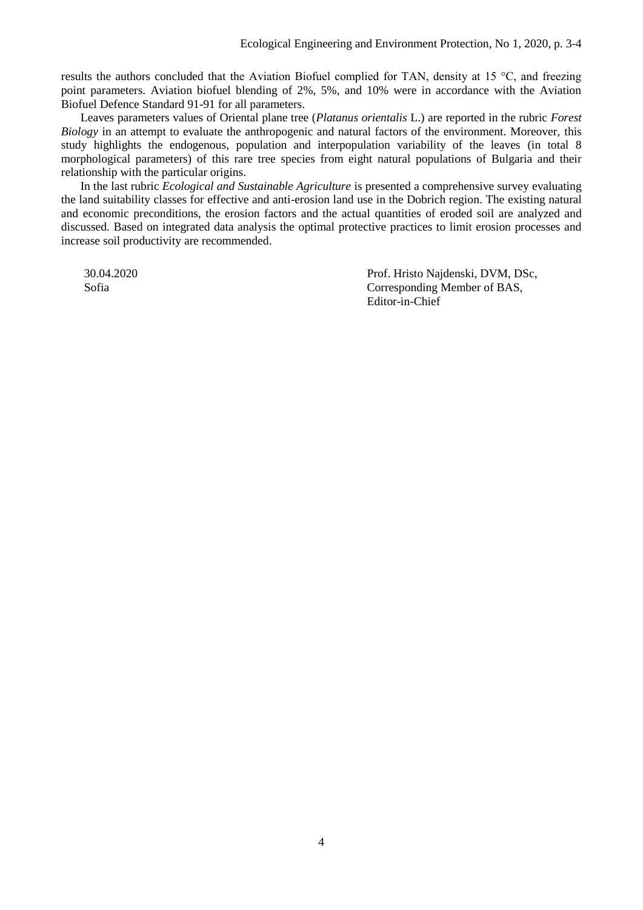results the authors concluded that the Aviation Biofuel complied for TAN, density at 15 °C, and freezing point parameters. Aviation biofuel blending of 2%, 5%, and 10% were in accordance with the Aviation Biofuel Defence Standard 91-91 for all parameters.

Leaves parameters values of Oriental plane tree (*Platanus orientalis* L.) are reported in the rubric *Forest Biology* in an attempt to evaluate the anthropogenic and natural factors of the environment. Moreover, this study highlights the endogenous, population and interpopulation variability of the leaves (in total 8 morphological parameters) of this rare tree species from eight natural populations of Bulgaria and their relationship with the particular origins.

In the last rubric *Ecological and Sustainable Agriculture* is presented a comprehensive survey evaluating the land suitability classes for effective and anti-erosion land use in the Dobrich region. The existing natural and economic preconditions, the erosion factors and the actual quantities of eroded soil are analyzed and discussed. Based on integrated data analysis the optimal protective practices to limit erosion processes and increase soil productivity are recommended.

30.04.2020
Sofia

Prof. Hristo Najdenski, DVM, DSc,
Corresponding Member of BAS,
Editor-in-Chief